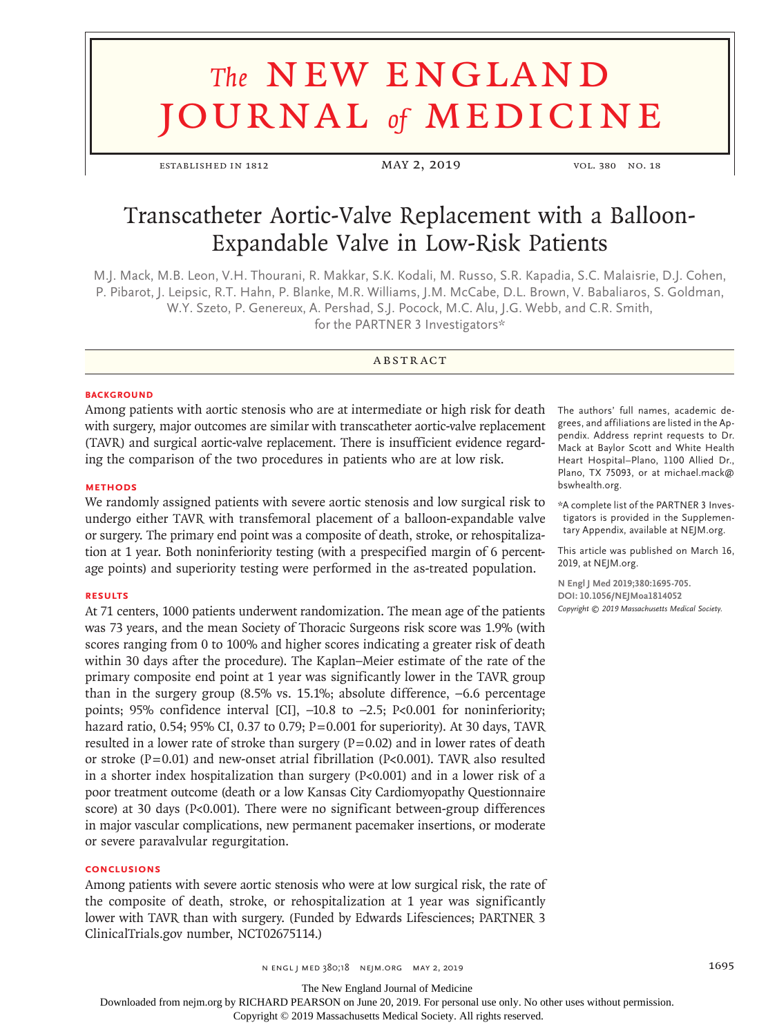# Transcatheter Aortic-Valve Replacement with a Balloon-Expandable Valve in Low-Risk Patients

M.J. Mack, M.B. Leon, V.H. Thourani, R. Makkar, S.K. Kodali, M. Russo, S.R. Kapadia, S.C. Malaisrie, D.J. Cohen, P. Pibarot, J. Leipsic, R.T. Hahn, P. Blanke, M.R. Williams, J.M. McCabe, D.L. Brown, V. Babaliaros, S. Goldman, W.Y. Szeto, P. Genereux, A. Pershad, S.J. Pocock, M.C. Alu, J.G. Webb, and C.R. Smith, for the PARTNER 3 Investigators*

## ABSTRACT

### BACKGROUND

Among patients with aortic stenosis who are at intermediate or high risk for death with surgery, major outcomes are similar with transcatheter aortic-valve replacement (TAVR) and surgical aortic-valve replacement. There is insufficient evidence regarding the comparison of the two procedures in patients who are at low risk.

### METHODS

We randomly assigned patients with severe aortic stenosis and low surgical risk to undergo either TAVR with transfemoral placement of a balloon-expandable valve or surgery. The primary end point was a composite of death, stroke, or rehospitalization at 1 year. Both noninferiority testing (with a prespecified margin of 6 percentage points) and superiority testing were performed in the as-treated population.

### RESULTS

At 71 centers, 1000 patients underwent randomization. The mean age of the patients was 73 years, and the mean Society of Thoracic Surgeons risk score was 1.9% (with scores ranging from 0 to 100% and higher scores indicating a greater risk of death within 30 days after the procedure). The Kaplan–Meier estimate of the rate of the primary composite end point at 1 year was significantly lower in the TAVR group than in the surgery group (8.5% vs. 15.1%; absolute difference, −6.6 percentage points; 95% confidence interval [CI], −10.8 to −2.5; P<0.001 for noninferiority; hazard ratio, 0.54; 95% CI, 0.37 to 0.79; P=0.001 for superiority). At 30 days, TAVR resulted in a lower rate of stroke than surgery (P=0.02) and in lower rates of death or stroke (P=0.01) and new-onset atrial fibrillation (P<0.001). TAVR also resulted in a shorter index hospitalization than surgery (P<0.001) and in a lower risk of a poor treatment outcome (death or a low Kansas City Cardiomyopathy Questionnaire score) at 30 days (P<0.001). There were no significant between-group differences in major vascular complications, new permanent pacemaker insertions, or moderate or severe paravalvular regurgitation.

### CONCLUSIONS

Among patients with severe aortic stenosis who were at low surgical risk, the rate of the composite of death, stroke, or rehospitalization at 1 year was significantly lower with TAVR than with surgery. (Funded by Edwards Lifesciences; PARTNER 3 ClinicalTrials.gov number, NCT02675114.)

The authors' full names, academic degrees, and affiliations are listed in the Appendix. Address reprint requests to Dr. Mack at Baylor Scott and White Health Heart Hospital–Plano, 1100 Allied Dr., Plano, TX 75093, or at michael.mack@bswhealth.org.

*A complete list of the PARTNER 3 Investigators is provided in the Supplementary Appendix, available at NEJM.org.

This article was published on March 16, 2019, at NEJM.org.

**N Engl J Med 2019;380:1695-705.**
**DOI: 10.1056/NEJMoa1814052**
*Copyright © 2019 Massachusetts Medical Society.*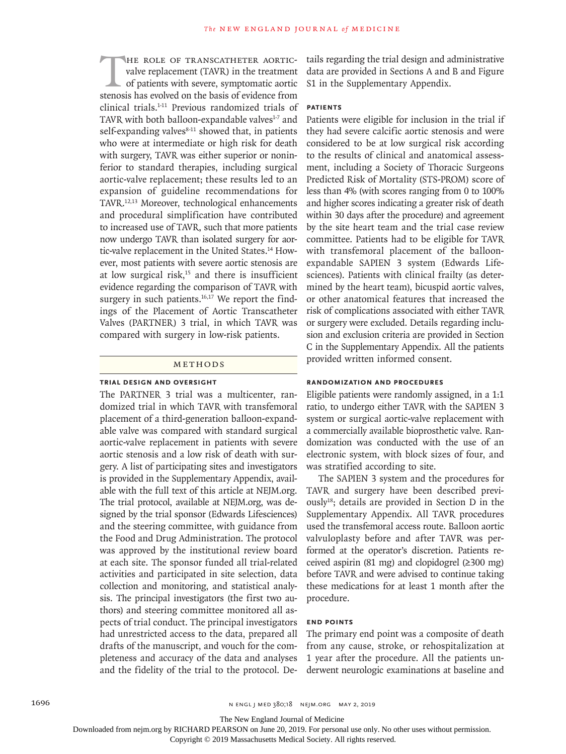The role of transcatheter aortic-valve replacement (TAVR) in the treatment of patients with severe, symptomatic aortic stenosis has evolved on the basis of evidence from clinical trials.[1-11] Previous randomized trials of TAVR with both balloon-expandable valves[1-7] and self-expanding valves[8-11] showed that, in patients who were at intermediate or high risk for death with surgery, TAVR was either superior or noninferior to standard therapies, including surgical aortic-valve replacement; these results led to an expansion of guideline recommendations for TAVR.[12,13] Moreover, technological enhancements and procedural simplification have contributed to increased use of TAVR, such that more patients now undergo TAVR than isolated surgery for aortic-valve replacement in the United States.[14] However, most patients with severe aortic stenosis are at low surgical risk,[15] and there is insufficient evidence regarding the comparison of TAVR with surgery in such patients.[16,17] We report the findings of the Placement of Aortic Transcatheter Valves (PARTNER) 3 trial, in which TAVR was compared with surgery in low-risk patients.

## Methods

### Trial Design and Oversight

The PARTNER 3 trial was a multicenter, randomized trial in which TAVR with transfemoral placement of a third-generation balloon-expandable valve was compared with standard surgical aortic-valve replacement in patients with severe aortic stenosis and a low risk of death with surgery. A list of participating sites and investigators is provided in the Supplementary Appendix, available with the full text of this article at NEJM.org. The trial protocol, available at NEJM.org, was designed by the trial sponsor (Edwards Lifesciences) and the steering committee, with guidance from the Food and Drug Administration. The protocol was approved by the institutional review board at each site. The sponsor funded all trial-related activities and participated in site selection, data collection and monitoring, and statistical analysis. The principal investigators (the first two authors) and steering committee monitored all aspects of trial conduct. The principal investigators had unrestricted access to the data, prepared all drafts of the manuscript, and vouch for the completeness and accuracy of the data and analyses and the fidelity of the trial to the protocol. Details regarding the trial design and administrative data are provided in Sections A and B and Figure S1 in the Supplementary Appendix.

### Patients

Patients were eligible for inclusion in the trial if they had severe calcific aortic stenosis and were considered to be at low surgical risk according to the results of clinical and anatomical assessment, including a Society of Thoracic Surgeons Predicted Risk of Mortality (STS-PROM) score of less than 4% (with scores ranging from 0 to 100% and higher scores indicating a greater risk of death within 30 days after the procedure) and agreement by the site heart team and the trial case review committee. Patients had to be eligible for TAVR with transfemoral placement of the balloon-expandable SAPIEN 3 system (Edwards Lifesciences). Patients with clinical frailty (as determined by the heart team), bicuspid aortic valves, or other anatomical features that increased the risk of complications associated with either TAVR or surgery were excluded. Details regarding inclusion and exclusion criteria are provided in Section C in the Supplementary Appendix. All the patients provided written informed consent.

### Randomization and Procedures

Eligible patients were randomly assigned, in a 1:1 ratio, to undergo either TAVR with the SAPIEN 3 system or surgical aortic-valve replacement with a commercially available bioprosthetic valve. Randomization was conducted with the use of an electronic system, with block sizes of four, and was stratified according to site.

The SAPIEN 3 system and the procedures for TAVR and surgery have been described previously[18]; details are provided in Section D in the Supplementary Appendix. All TAVR procedures used the transfemoral access route. Balloon aortic valvuloplasty before and after TAVR was performed at the operator's discretion. Patients received aspirin (81 mg) and clopidogrel (≥300 mg) before TAVR and were advised to continue taking these medications for at least 1 month after the procedure.

### End Points

The primary end point was a composite of death from any cause, stroke, or rehospitalization at 1 year after the procedure. All the patients underwent neurologic examinations at baseline and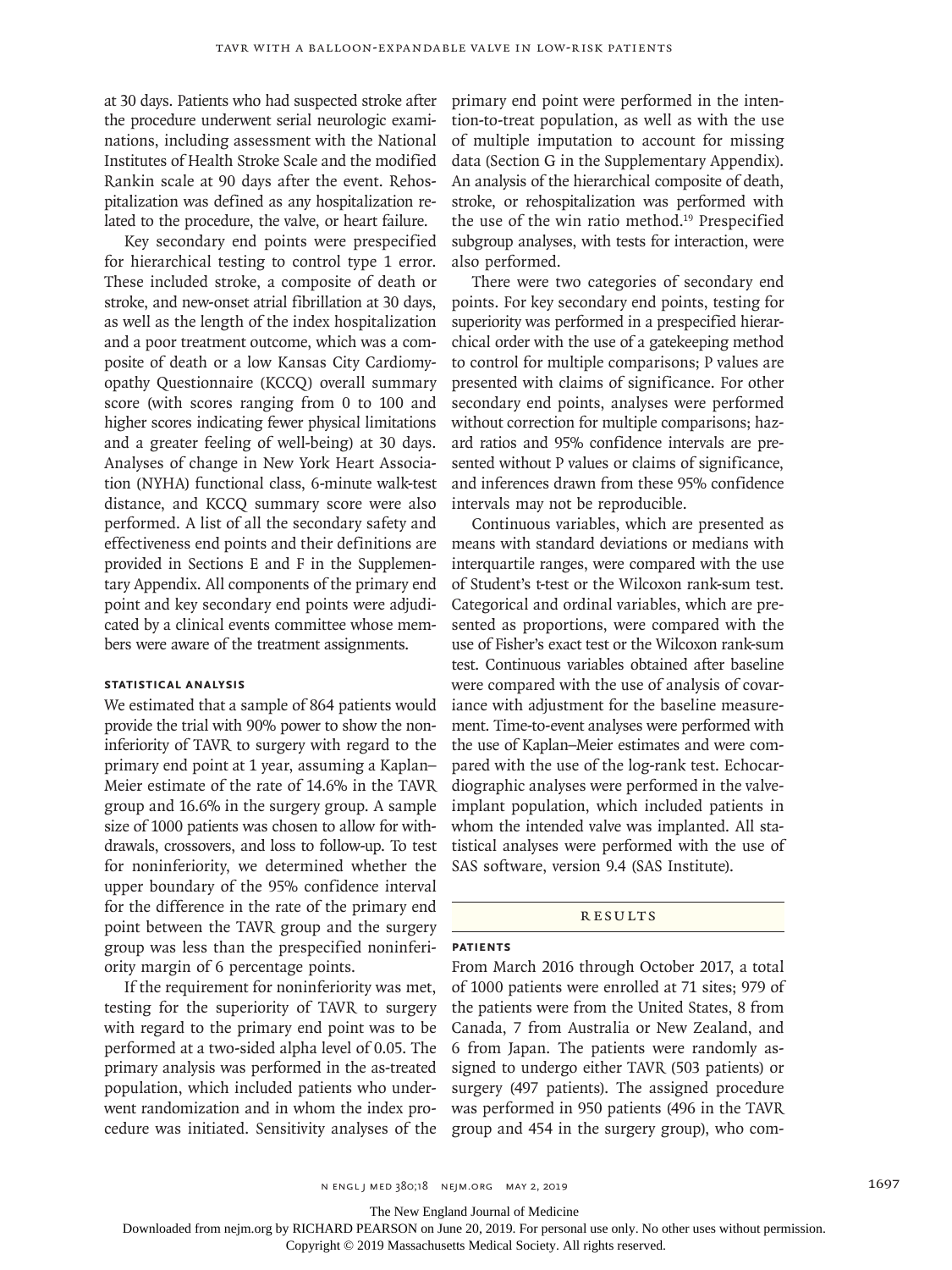at 30 days. Patients who had suspected stroke after the procedure underwent serial neurologic examinations, including assessment with the National Institutes of Health Stroke Scale and the modified Rankin scale at 90 days after the event. Rehospitalization was defined as any hospitalization related to the procedure, the valve, or heart failure.

Key secondary end points were prespecified for hierarchical testing to control type 1 error. These included stroke, a composite of death or stroke, and new-onset atrial fibrillation at 30 days, as well as the length of the index hospitalization and a poor treatment outcome, which was a composite of death or a low Kansas City Cardiomyopathy Questionnaire (KCCQ) overall summary score (with scores ranging from 0 to 100 and higher scores indicating fewer physical limitations and a greater feeling of well-being) at 30 days. Analyses of change in New York Heart Association (NYHA) functional class, 6-minute walk-test distance, and KCCQ summary score were also performed. A list of all the secondary safety and effectiveness end points and their definitions are provided in Sections E and F in the Supplementary Appendix. All components of the primary end point and key secondary end points were adjudicated by a clinical events committee whose members were aware of the treatment assignments.

### Statistical Analysis

We estimated that a sample of 864 patients would provide the trial with 90% power to show the noninferiority of TAVR to surgery with regard to the primary end point at 1 year, assuming a Kaplan–Meier estimate of the rate of 14.6% in the TAVR group and 16.6% in the surgery group. A sample size of 1000 patients was chosen to allow for withdrawals, crossovers, and loss to follow-up. To test for noninferiority, we determined whether the upper boundary of the 95% confidence interval for the difference in the rate of the primary end point between the TAVR group and the surgery group was less than the prespecified noninferiority margin of 6 percentage points.

If the requirement for noninferiority was met, testing for the superiority of TAVR to surgery with regard to the primary end point was to be performed at a two-sided alpha level of 0.05. The primary analysis was performed in the as-treated population, which included patients who underwent randomization and in whom the index procedure was initiated. Sensitivity analyses of the primary end point were performed in the intention-to-treat population, as well as with the use of multiple imputation to account for missing data (Section G in the Supplementary Appendix). An analysis of the hierarchical composite of death, stroke, or rehospitalization was performed with the use of the win ratio method.[19] Prespecified subgroup analyses, with tests for interaction, were also performed.

There were two categories of secondary end points. For key secondary end points, testing for superiority was performed in a prespecified hierarchical order with the use of a gatekeeping method to control for multiple comparisons; P values are presented with claims of significance. For other secondary end points, analyses were performed without correction for multiple comparisons; hazard ratios and 95% confidence intervals are presented without P values or claims of significance, and inferences drawn from these 95% confidence intervals may not be reproducible.

Continuous variables, which are presented as means with standard deviations or medians with interquartile ranges, were compared with the use of Student's t-test or the Wilcoxon rank-sum test. Categorical and ordinal variables, which are presented as proportions, were compared with the use of Fisher's exact test or the Wilcoxon rank-sum test. Continuous variables obtained after baseline were compared with the use of analysis of covariance with adjustment for the baseline measurement. Time-to-event analyses were performed with the use of Kaplan–Meier estimates and were compared with the use of the log-rank test. Echocardiographic analyses were performed in the valve-implant population, which included patients in whom the intended valve was implanted. All statistical analyses were performed with the use of SAS software, version 9.4 (SAS Institute).

## Results

### Patients

From March 2016 through October 2017, a total of 1000 patients were enrolled at 71 sites; 979 of the patients were from the United States, 8 from Canada, 7 from Australia or New Zealand, and 6 from Japan. The patients were randomly assigned to undergo either TAVR (503 patients) or surgery (497 patients). The assigned procedure was performed in 950 patients (496 in the TAVR group and 454 in the surgery group), who com-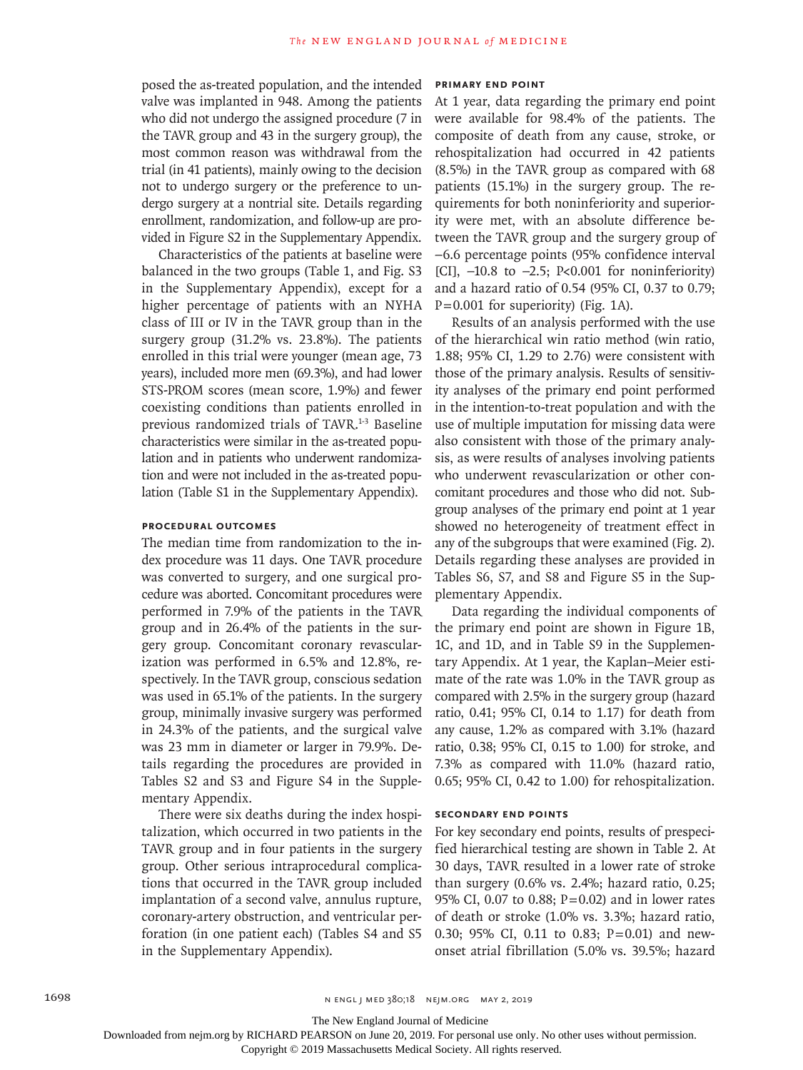posed the as-treated population, and the intended valve was implanted in 948. Among the patients who did not undergo the assigned procedure (7 in the TAVR group and 43 in the surgery group), the most common reason was withdrawal from the trial (in 41 patients), mainly owing to the decision not to undergo surgery or the preference to undergo surgery at a nontrial site. Details regarding enrollment, randomization, and follow-up are provided in Figure S2 in the Supplementary Appendix.

Characteristics of the patients at baseline were balanced in the two groups (Table 1, and Fig. S3 in the Supplementary Appendix), except for a higher percentage of patients with an NYHA class of III or IV in the TAVR group than in the surgery group (31.2% vs. 23.8%). The patients enrolled in this trial were younger (mean age, 73 years), included more men (69.3%), and had lower STS-PROM scores (mean score, 1.9%) and fewer coexisting conditions than patients enrolled in previous randomized trials of TAVR.[1-3] Baseline characteristics were similar in the as-treated population and in patients who underwent randomization and were not included in the as-treated population (Table S1 in the Supplementary Appendix).

### Procedural Outcomes

The median time from randomization to the index procedure was 11 days. One TAVR procedure was converted to surgery, and one surgical procedure was aborted. Concomitant procedures were performed in 7.9% of the patients in the TAVR group and in 26.4% of the patients in the surgery group. Concomitant coronary revascularization was performed in 6.5% and 12.8%, respectively. In the TAVR group, conscious sedation was used in 65.1% of the patients. In the surgery group, minimally invasive surgery was performed in 24.3% of the patients, and the surgical valve was 23 mm in diameter or larger in 79.9%. Details regarding the procedures are provided in Tables S2 and S3 and Figure S4 in the Supplementary Appendix.

There were six deaths during the index hospitalization, which occurred in two patients in the TAVR group and in four patients in the surgery group. Other serious intraprocedural complications that occurred in the TAVR group included implantation of a second valve, annulus rupture, coronary-artery obstruction, and ventricular perforation (in one patient each) (Tables S4 and S5 in the Supplementary Appendix).

### Primary End Point

At 1 year, data regarding the primary end point were available for 98.4% of the patients. The composite of death from any cause, stroke, or rehospitalization had occurred in 42 patients (8.5%) in the TAVR group as compared with 68 patients (15.1%) in the surgery group. The requirements for both noninferiority and superiority were met, with an absolute difference between the TAVR group and the surgery group of −6.6 percentage points (95% confidence interval [CI], −10.8 to −2.5; P<0.001 for noninferiority) and a hazard ratio of 0.54 (95% CI, 0.37 to 0.79; P=0.001 for superiority) (Fig. 1A).

Results of an analysis performed with the use of the hierarchical win ratio method (win ratio, 1.88; 95% CI, 1.29 to 2.76) were consistent with those of the primary analysis. Results of sensitivity analyses of the primary end point performed in the intention-to-treat population and with the use of multiple imputation for missing data were also consistent with those of the primary analysis, as were results of analyses involving patients who underwent revascularization or other concomitant procedures and those who did not. Subgroup analyses of the primary end point at 1 year showed no heterogeneity of treatment effect in any of the subgroups that were examined (Fig. 2). Details regarding these analyses are provided in Tables S6, S7, and S8 and Figure S5 in the Supplementary Appendix.

Data regarding the individual components of the primary end point are shown in Figure 1B, 1C, and 1D, and in Table S9 in the Supplementary Appendix. At 1 year, the Kaplan–Meier estimate of the rate was 1.0% in the TAVR group as compared with 2.5% in the surgery group (hazard ratio, 0.41; 95% CI, 0.14 to 1.17) for death from any cause, 1.2% as compared with 3.1% (hazard ratio, 0.38; 95% CI, 0.15 to 1.00) for stroke, and 7.3% as compared with 11.0% (hazard ratio, 0.65; 95% CI, 0.42 to 1.00) for rehospitalization.

### Secondary End Points

For key secondary end points, results of prespecified hierarchical testing are shown in Table 2. At 30 days, TAVR resulted in a lower rate of stroke than surgery (0.6% vs. 2.4%; hazard ratio, 0.25; 95% CI, 0.07 to 0.88; P=0.02) and in lower rates of death or stroke (1.0% vs. 3.3%; hazard ratio, 0.30; 95% CI, 0.11 to 0.83; P=0.01) and new-onset atrial fibrillation (5.0% vs. 39.5%; hazard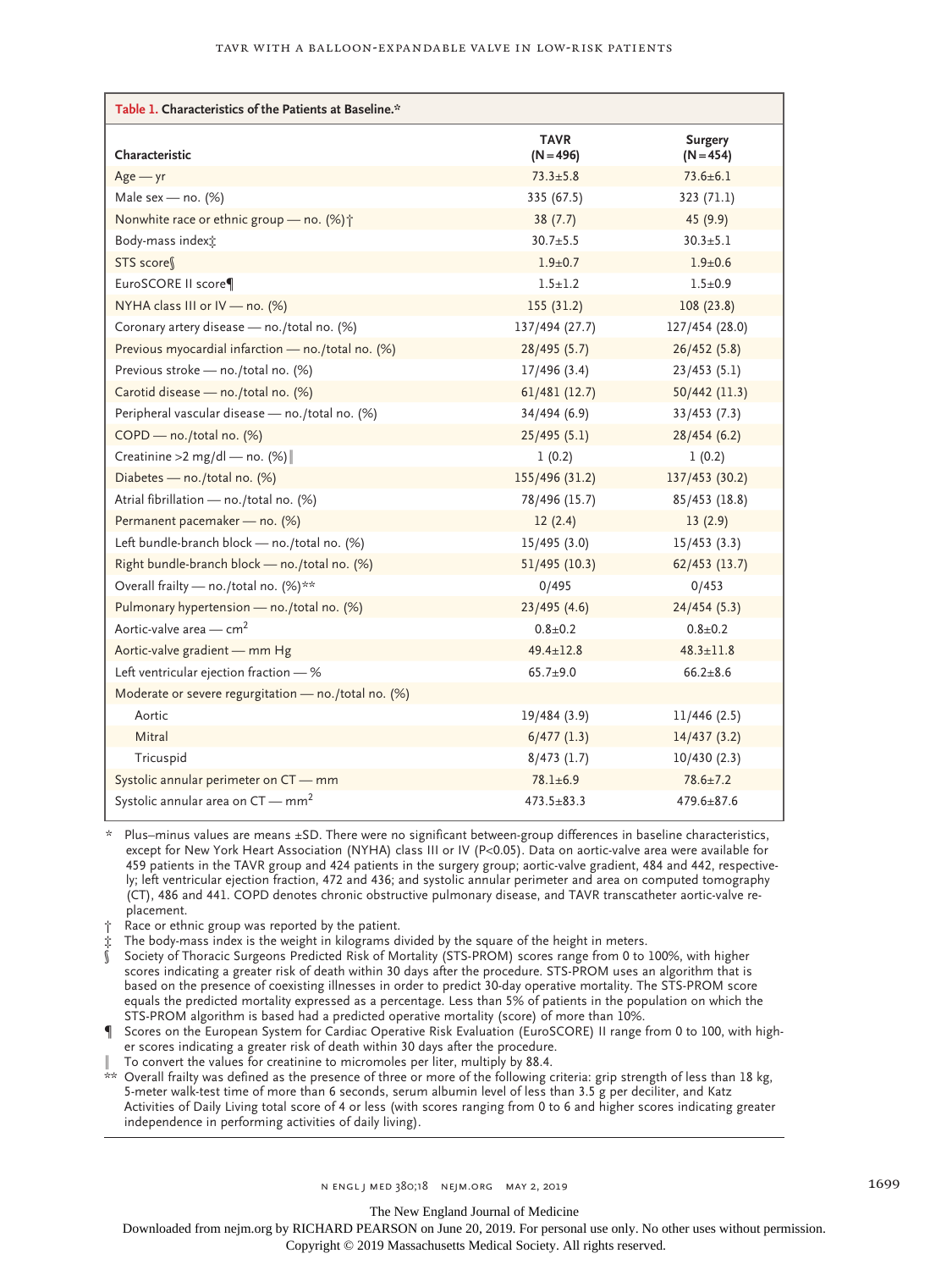**Table 1. Characteristics of the Patients at Baseline.***

| Characteristic | TAVR (N=496) | Surgery (N=454) |
|---|---|---|
| Age — yr | 73.3±5.8 | 73.6±6.1 |
| Male sex — no. (%) | 335 (67.5) | 323 (71.1) |
| Nonwhite race or ethnic group — no. (%)† | 38 (7.7) | 45 (9.9) |
| Body-mass index‡ | 30.7±5.5 | 30.3±5.1 |
| STS score§ | 1.9±0.7 | 1.9±0.6 |
| EuroSCORE II score¶ | 1.5±1.2 | 1.5±0.9 |
| NYHA class III or IV — no. (%) | 155 (31.2) | 108 (23.8) |
| Coronary artery disease — no./total no. (%) | 137/494 (27.7) | 127/454 (28.0) |
| Previous myocardial infarction — no./total no. (%) | 28/495 (5.7) | 26/452 (5.8) |
| Previous stroke — no./total no. (%) | 17/496 (3.4) | 23/453 (5.1) |
| Carotid disease — no./total no. (%) | 61/481 (12.7) | 50/442 (11.3) |
| Peripheral vascular disease — no./total no. (%) | 34/494 (6.9) | 33/453 (7.3) |
| COPD — no./total no. (%) | 25/495 (5.1) | 28/454 (6.2) |
| Creatinine >2 mg/dl — no. (%)‖ | 1 (0.2) | 1 (0.2) |
| Diabetes — no./total no. (%) | 155/496 (31.2) | 137/453 (30.2) |
| Atrial fibrillation — no./total no. (%) | 78/496 (15.7) | 85/453 (18.8) |
| Permanent pacemaker — no. (%) | 12 (2.4) | 13 (2.9) |
| Left bundle-branch block — no./total no. (%) | 15/495 (3.0) | 15/453 (3.3) |
| Right bundle-branch block — no./total no. (%) | 51/495 (10.3) | 62/453 (13.7) |
| Overall frailty — no./total no. (%)** | 0/495 | 0/453 |
| Pulmonary hypertension — no./total no. (%) | 23/495 (4.6) | 24/454 (5.3) |
| Aortic-valve area — cm² | 0.8±0.2 | 0.8±0.2 |
| Aortic-valve gradient — mm Hg | 49.4±12.8 | 48.3±11.8 |
| Left ventricular ejection fraction — % | 65.7±9.0 | 66.2±8.6 |
| Moderate or severe regurgitation — no./total no. (%) | | |
| Aortic | 19/484 (3.9) | 11/446 (2.5) |
| Mitral | 6/477 (1.3) | 14/437 (3.2) |
| Tricuspid | 8/473 (1.7) | 10/430 (2.3) |
| Systolic annular perimeter on CT — mm | 78.1±6.9 | 78.6±7.2 |
| Systolic annular area on CT — mm² | 473.5±83.3 | 479.6±87.6 |

\* Plus–minus values are means ±SD. There were no significant between-group differences in baseline characteristics, except for New York Heart Association (NYHA) class III or IV ($P<0.05$). Data on aortic-valve area were available for 459 patients in the TAVR group and 424 patients in the surgery group; aortic-valve gradient, 484 and 442, respectively; left ventricular ejection fraction, 472 and 436; and systolic annular perimeter and area on computed tomography (CT), 486 and 441. COPD denotes chronic obstructive pulmonary disease, and TAVR transcatheter aortic-valve replacement.

† Race or ethnic group was reported by the patient.

‡ The body-mass index is the weight in kilograms divided by the square of the height in meters.

§ Society of Thoracic Surgeons Predicted Risk of Mortality (STS-PROM) scores range from 0 to 100%, with higher scores indicating a greater risk of death within 30 days after the procedure. STS-PROM uses an algorithm that is based on the presence of coexisting illnesses in order to predict 30-day operative mortality. The STS-PROM score equals the predicted mortality expressed as a percentage. Less than 5% of patients in the population on which the STS-PROM algorithm is based had a predicted operative mortality (score) of more than 10%.

¶ Scores on the European System for Cardiac Operative Risk Evaluation (EuroSCORE) II range from 0 to 100, with higher scores indicating a greater risk of death within 30 days after the procedure.

‖ To convert the values for creatinine to micromoles per liter, multiply by 88.4.

** Overall frailty was defined as the presence of three or more of the following criteria: grip strength of less than 18 kg, 5-meter walk-test time of more than 6 seconds, serum albumin level of less than 3.5 g per deciliter, and Katz Activities of Daily Living total score of 4 or less (with scores ranging from 0 to 6 and higher scores indicating greater independence in performing activities of daily living).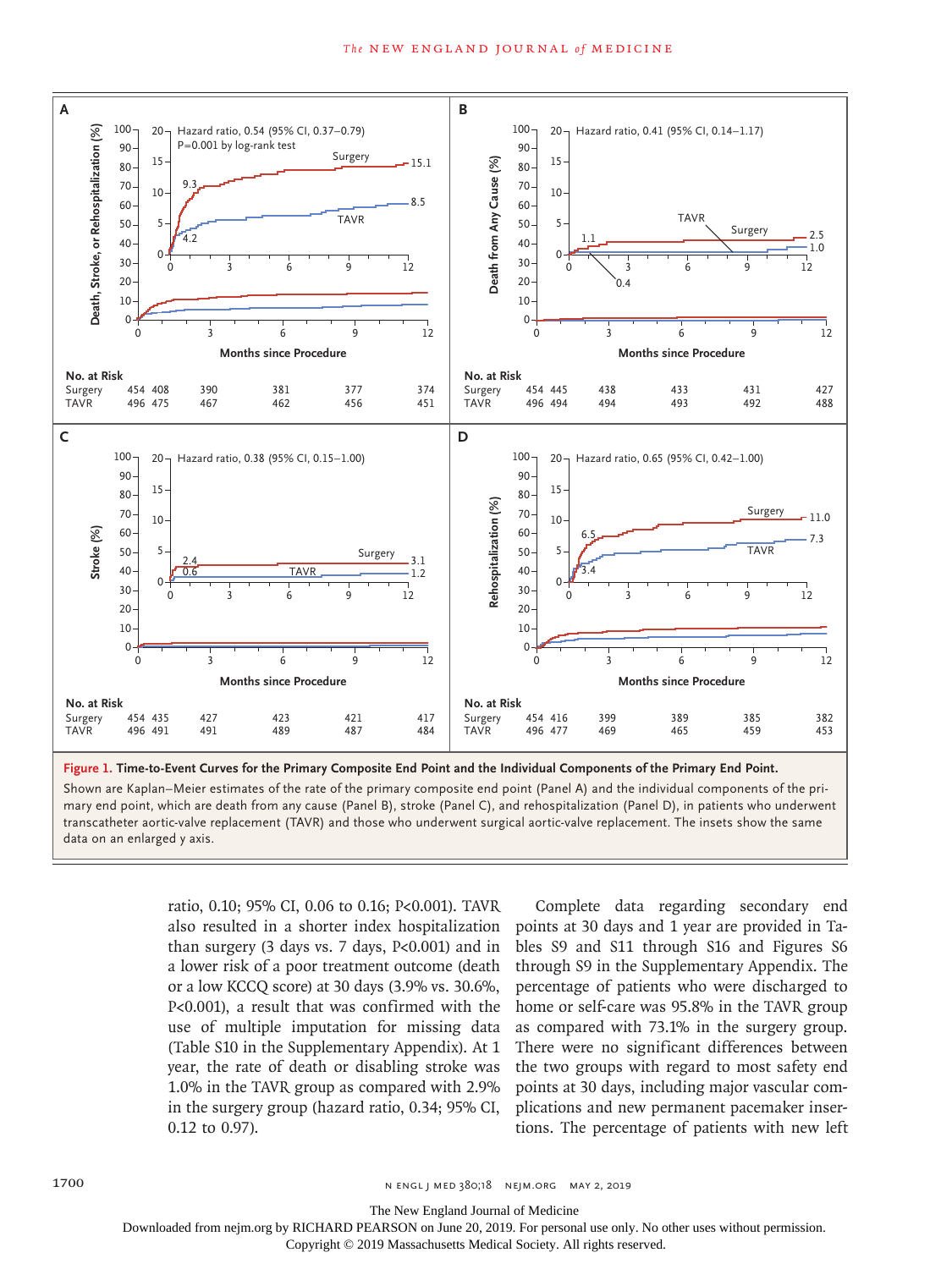**Figure 1. Time-to-Event Curves for the Primary Composite End Point and the Individual Components of the Primary End Point.**

Shown are Kaplan–Meier estimates of the rate of the primary composite end point (Panel A) and the individual components of the primary end point, which are death from any cause (Panel B), stroke (Panel C), and rehospitalization (Panel D), in patients who underwent transcatheter aortic-valve replacement (TAVR) and those who underwent surgical aortic-valve replacement. The insets show the same data on an enlarged y axis.

ratio, 0.10; 95% CI, 0.06 to 0.16; P<0.001). TAVR also resulted in a shorter index hospitalization than surgery (3 days vs. 7 days, P<0.001) and in a lower risk of a poor treatment outcome (death or a low KCCQ score) at 30 days (3.9% vs. 30.6%, P<0.001), a result that was confirmed with the use of multiple imputation for missing data (Table S10 in the Supplementary Appendix). At 1 year, the rate of death or disabling stroke was 1.0% in the TAVR group as compared with 2.9% in the surgery group (hazard ratio, 0.34; 95% CI, 0.12 to 0.97).

Complete data regarding secondary end points at 30 days and 1 year are provided in Tables S9 and S11 through S16 and Figures S6 through S9 in the Supplementary Appendix. The percentage of patients who were discharged to home or self-care was 95.8% in the TAVR group as compared with 73.1% in the surgery group. There were no significant differences between the two groups with regard to most safety end points at 30 days, including major vascular complications and new permanent pacemaker insertions. The percentage of patients with new left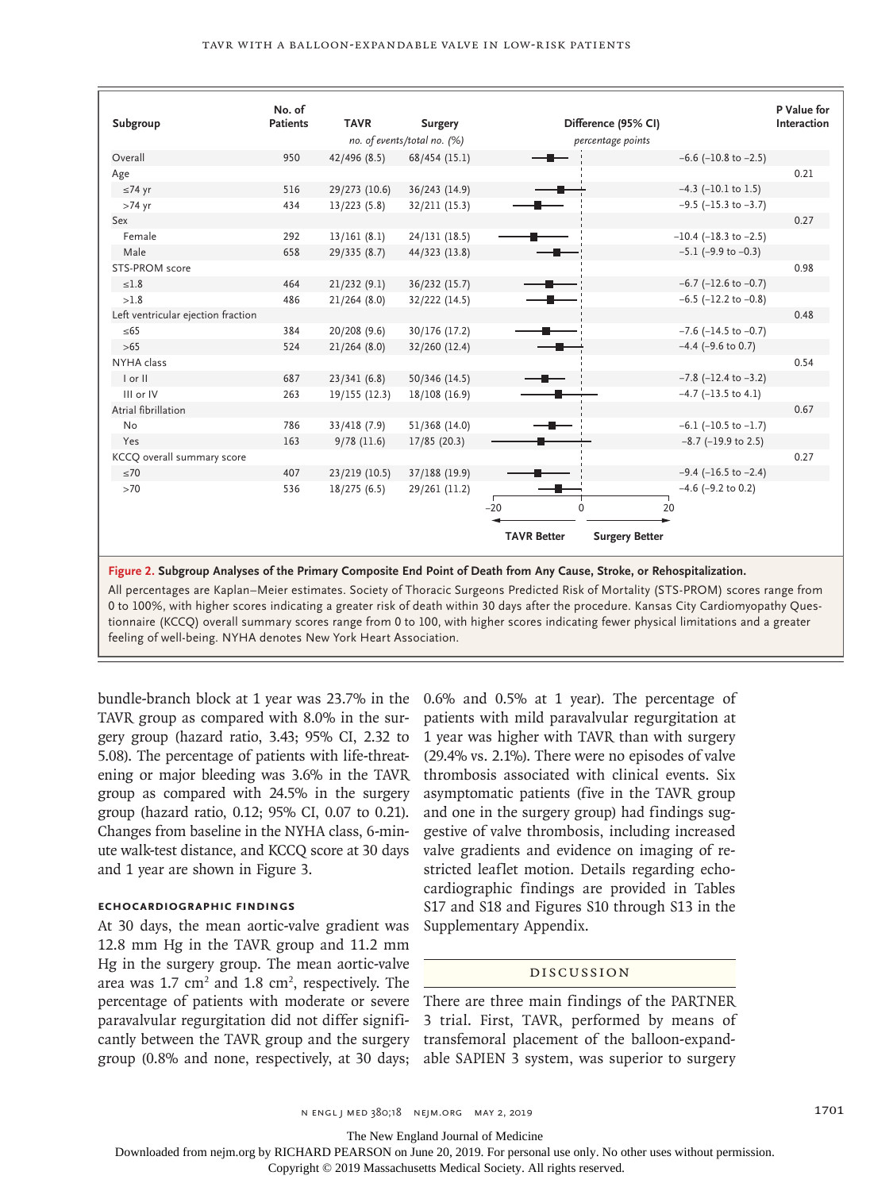| Subgroup | No. of Patients | TAVR | Surgery | Difference (95% CI) | P Value for Interaction |
|---|---|---|---|---|---|
| | | *no. of events/total no. (%)* | | *percentage points* | |
| Overall | 950 | 42/496 (8.5) | 68/454 (15.1) | −6.6 (−10.8 to −2.5) | |
| Age | | | | | 0.21 |
| ≤74 yr | 516 | 29/273 (10.6) | 36/243 (14.9) | −4.3 (−10.1 to 1.5) | |
| >74 yr | 434 | 13/223 (5.8) | 32/211 (15.3) | −9.5 (−15.3 to −3.7) | |
| Sex | | | | | 0.27 |
| Female | 292 | 13/161 (8.1) | 24/131 (18.5) | −10.4 (−18.3 to −2.5) | |
| Male | 658 | 29/335 (8.7) | 44/323 (13.8) | −5.1 (−9.9 to −0.3) | |
| STS-PROM score | | | | | 0.98 |
| ≤1.8 | 464 | 21/232 (9.1) | 36/232 (15.7) | −6.7 (−12.6 to −0.7) | |
| >1.8 | 486 | 21/264 (8.0) | 32/222 (14.5) | −6.5 (−12.2 to −0.8) | |
| Left ventricular ejection fraction | | | | | 0.48 |
| ≤65 | 384 | 20/208 (9.6) | 30/176 (17.2) | −7.6 (−14.5 to −0.7) | |
| >65 | 524 | 21/264 (8.0) | 32/260 (12.4) | −4.4 (−9.6 to 0.7) | |
| NYHA class | | | | | 0.54 |
| I or II | 687 | 23/341 (6.8) | 50/346 (14.5) | −7.8 (−12.4 to −3.2) | |
| III or IV | 263 | 19/155 (12.3) | 18/108 (16.9) | −4.7 (−13.5 to 4.1) | |
| Atrial fibrillation | | | | | 0.67 |
| No | 786 | 33/418 (7.9) | 51/368 (14.0) | −6.1 (−10.5 to −1.7) | |
| Yes | 163 | 9/78 (11.6) | 17/85 (20.3) | −8.7 (−19.9 to 2.5) | |
| KCCQ overall summary score | | | | | 0.27 |
| ≤70 | 407 | 23/219 (10.5) | 37/188 (19.9) | −9.4 (−16.5 to −2.4) | |
| >70 | 536 | 18/275 (6.5) | 29/261 (11.2) | −4.6 (−9.2 to 0.2) | |

**Figure 2. Subgroup Analyses of the Primary Composite End Point of Death from Any Cause, Stroke, or Rehospitalization.**

All percentages are Kaplan–Meier estimates. Society of Thoracic Surgeons Predicted Risk of Mortality (STS-PROM) scores range from 0 to 100%, with higher scores indicating a greater risk of death within 30 days after the procedure. Kansas City Cardiomyopathy Questionnaire (KCCQ) overall summary scores range from 0 to 100, with higher scores indicating fewer physical limitations and a greater feeling of well-being. NYHA denotes New York Heart Association.

bundle-branch block at 1 year was 23.7% in the TAVR group as compared with 8.0% in the surgery group (hazard ratio, 3.43; 95% CI, 2.32 to 5.08). The percentage of patients with life-threatening or major bleeding was 3.6% in the TAVR group as compared with 24.5% in the surgery group (hazard ratio, 0.12; 95% CI, 0.07 to 0.21). Changes from baseline in the NYHA class, 6-minute walk-test distance, and KCCQ score at 30 days and 1 year are shown in Figure 3.

### Echocardiographic Findings

At 30 days, the mean aortic-valve gradient was 12.8 mm Hg in the TAVR group and 11.2 mm Hg in the surgery group. The mean aortic-valve area was 1.7 cm$^2$ and 1.8 cm$^2$, respectively. The percentage of patients with moderate or severe paravalvular regurgitation did not differ significantly between the TAVR group and the surgery group (0.8% and none, respectively, at 30 days; 0.6% and 0.5% at 1 year). The percentage of patients with mild paravalvular regurgitation at 1 year was higher with TAVR than with surgery (29.4% vs. 2.1%). There were no episodes of valve thrombosis associated with clinical events. Six asymptomatic patients (five in the TAVR group and one in the surgery group) had findings suggestive of valve thrombosis, including increased valve gradients and evidence on imaging of restricted leaflet motion. Details regarding echocardiographic findings are provided in Tables S17 and S18 and Figures S10 through S13 in the Supplementary Appendix.

## Discussion

There are three main findings of the PARTNER 3 trial. First, TAVR, performed by means of transfemoral placement of the balloon-expandable SAPIEN 3 system, was superior to surgery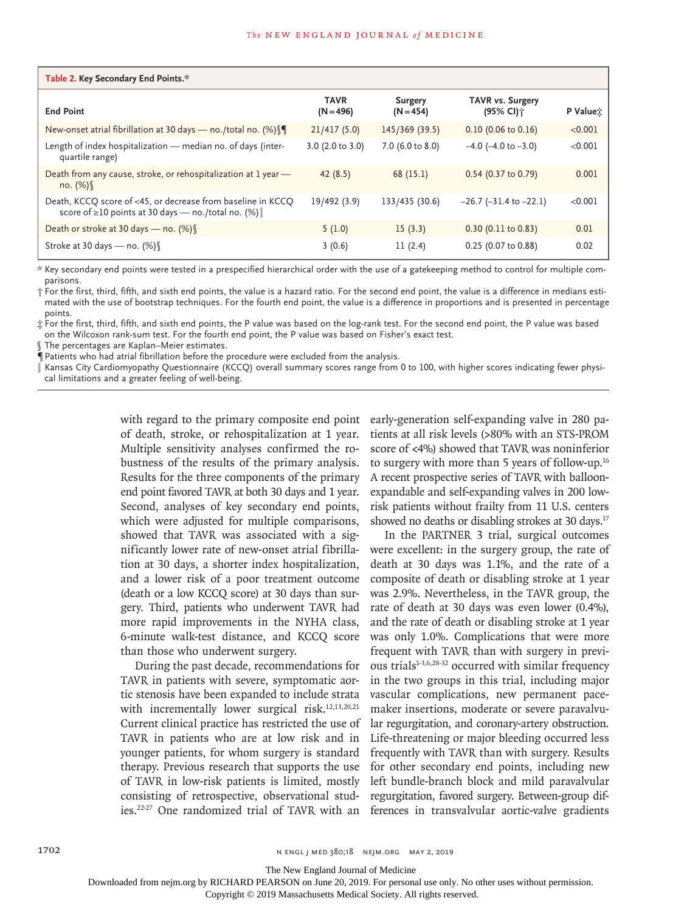**Table 2. Key Secondary End Points.***

| End Point | TAVR (N=496) | Surgery (N=454) | TAVR vs. Surgery (95% CI)† | P Value‡ |
|---|---|---|---|---|
| New-onset atrial fibrillation at 30 days — no./total no. (%)§¶ | 21/417 (5.0) | 145/369 (39.5) | 0.10 (0.06 to 0.16) | <0.001 |
| Length of index hospitalization — median no. of days (interquartile range) | 3.0 (2.0 to 3.0) | 7.0 (6.0 to 8.0) | −4.0 (−4.0 to −3.0) | <0.001 |
| Death from any cause, stroke, or rehospitalization at 1 year — no. (%)§ | 42 (8.5) | 68 (15.1) | 0.54 (0.37 to 0.79) | 0.001 |
| Death, KCCQ score of <45, or decrease from baseline in KCCQ score of ≥10 points at 30 days — no./total no. (%)‖ | 19/492 (3.9) | 133/435 (30.6) | −26.7 (−31.4 to −22.1) | <0.001 |
| Death or stroke at 30 days — no. (%)§ | 5 (1.0) | 15 (3.3) | 0.30 (0.11 to 0.83) | 0.01 |
| Stroke at 30 days — no. (%)§ | 3 (0.6) | 11 (2.4) | 0.25 (0.07 to 0.88) | 0.02 |

\* Key secondary end points were tested in a prespecified hierarchical order with the use of a gatekeeping method to control for multiple comparisons.

† For the first, third, fifth, and sixth end points, the value is a hazard ratio. For the second end point, the value is a difference in medians estimated with the use of bootstrap techniques. For the fourth end point, the value is a difference in proportions and is presented in percentage points.

‡ For the first, third, fifth, and sixth end points, the P value was based on the log-rank test. For the second end point, the P value was based on the Wilcoxon rank-sum test. For the fourth end point, the P value was based on Fisher's exact test.

§ The percentages are Kaplan–Meier estimates.

¶ Patients who had atrial fibrillation before the procedure were excluded from the analysis.

‖ Kansas City Cardiomyopathy Questionnaire (KCCQ) overall summary scores range from 0 to 100, with higher scores indicating fewer physical limitations and a greater feeling of well-being.

with regard to the primary composite end point of death, stroke, or rehospitalization at 1 year. Multiple sensitivity analyses confirmed the robustness of the results of the primary analysis. Results for the three components of the primary end point favored TAVR at both 30 days and 1 year. Second, analyses of key secondary end points, which were adjusted for multiple comparisons, showed that TAVR was associated with a significantly lower rate of new-onset atrial fibrillation at 30 days, a shorter index hospitalization, and a lower risk of a poor treatment outcome (death or a low KCCQ score) at 30 days than surgery. Third, patients who underwent TAVR had more rapid improvements in the NYHA class, 6-minute walk-test distance, and KCCQ score than those who underwent surgery.

During the past decade, recommendations for TAVR in patients with severe, symptomatic aortic stenosis have been expanded to include strata with incrementally lower surgical risk.[12,13,20,21] Current clinical practice has restricted the use of TAVR in patients who are at low risk and in younger patients, for whom surgery is standard therapy. Previous research that supports the use of TAVR in low-risk patients is limited, mostly consisting of retrospective, observational studies.[22-27] One randomized trial of TAVR with an early-generation self-expanding valve in 280 patients at all risk levels (>80% with an STS-PROM score of <4%) showed that TAVR was noninferior to surgery with more than 5 years of follow-up.[16] A recent prospective series of TAVR with balloon-expandable and self-expanding valves in 200 low-risk patients without frailty from 11 U.S. centers showed no deaths or disabling strokes at 30 days.[17]

In the PARTNER 3 trial, surgical outcomes were excellent: in the surgery group, the rate of death at 30 days was 1.1%, and the rate of a composite of death or disabling stroke at 1 year was 2.9%. Nevertheless, in the TAVR group, the rate of death at 30 days was even lower (0.4%), and the rate of death or disabling stroke at 1 year was only 1.0%. Complications that were more frequent with TAVR than with surgery in previous trials[1-3,6,28-32] occurred with similar frequency in the two groups in this trial, including major vascular complications, new permanent pacemaker insertions, moderate or severe paravalvular regurgitation, and coronary-artery obstruction. Life-threatening or major bleeding occurred less frequently with TAVR than with surgery. Results for other secondary end points, including new left bundle-branch block and mild paravalvular regurgitation, favored surgery. Between-group differences in transvalvular aortic-valve gradients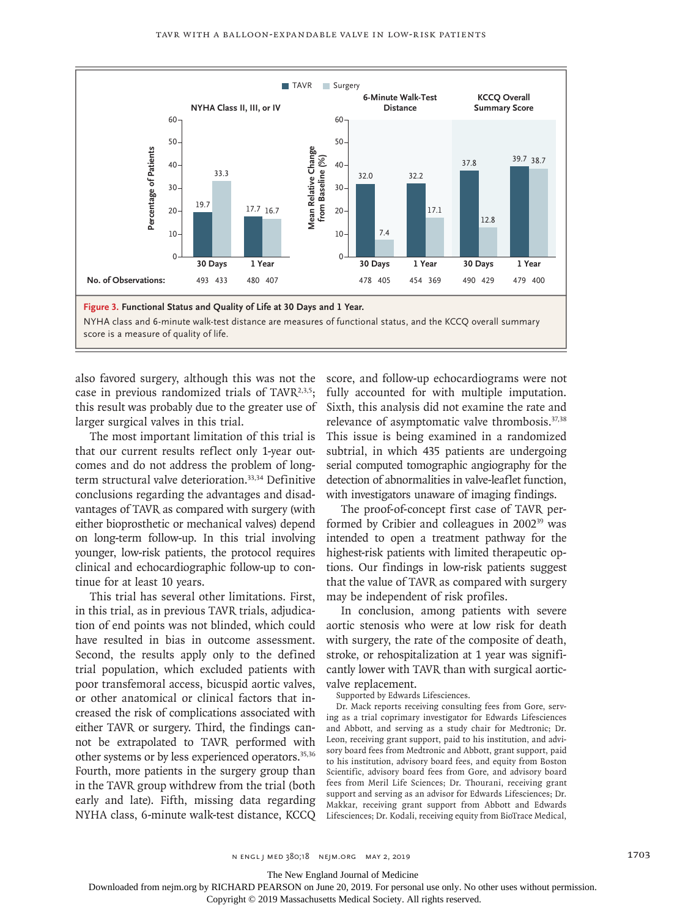| | NYHA Class II, III, or IV | | 6-Minute Walk-Test Distance | | KCCQ Overall Summary Score | |
|---|---|---|---|---|---|---|
| | 30 Days | 1 Year | 30 Days | 1 Year | 30 Days | 1 Year |
| TAVR (%) | 19.7 | 17.7 | 32.0 | 32.2 | 37.8 | 39.7 |
| Surgery (%) | 33.3 | 16.7 | 7.4 | 17.1 | 12.8 | 38.7 |
| No. of Observations (TAVR, Surgery) | 493, 433 | 480, 407 | 478, 405 | 454, 369 | 490, 429 | 479, 400 |

NYHA class values are percentage of patients; 6-minute walk-test distance and KCCQ overall summary score values are mean relative change from baseline (%).

**Figure 3. Functional Status and Quality of Life at 30 Days and 1 Year.**

NYHA class and 6-minute walk-test distance are measures of functional status, and the KCCQ overall summary score is a measure of quality of life.

also favored surgery, although this was not the case in previous randomized trials of TAVR[2,3,5]; this result was probably due to the greater use of larger surgical valves in this trial.

The most important limitation of this trial is that our current results reflect only 1-year outcomes and do not address the problem of long-term structural valve deterioration.[33,34] Definitive conclusions regarding the advantages and disadvantages of TAVR as compared with surgery (with either bioprosthetic or mechanical valves) depend on long-term follow-up. In this trial involving younger, low-risk patients, the protocol requires clinical and echocardiographic follow-up to continue for at least 10 years.

This trial has several other limitations. First, in this trial, as in previous TAVR trials, adjudication of end points was not blinded, which could have resulted in bias in outcome assessment. Second, the results apply only to the defined trial population, which excluded patients with poor transfemoral access, bicuspid aortic valves, or other anatomical or clinical factors that increased the risk of complications associated with either TAVR or surgery. Third, the findings cannot be extrapolated to TAVR performed with other systems or by less experienced operators.[35,36] Fourth, more patients in the surgery group than in the TAVR group withdrew from the trial (both early and late). Fifth, missing data regarding NYHA class, 6-minute walk-test distance, KCCQ score, and follow-up echocardiograms were not fully accounted for with multiple imputation. Sixth, this analysis did not examine the rate and relevance of asymptomatic valve thrombosis.[37,38] This issue is being examined in a randomized subtrial, in which 435 patients are undergoing serial computed tomographic angiography for the detection of abnormalities in valve-leaflet function, with investigators unaware of imaging findings.

The proof-of-concept first case of TAVR performed by Cribier and colleagues in 2002[39] was intended to open a treatment pathway for the highest-risk patients with limited therapeutic options. Our findings in low-risk patients suggest that the value of TAVR as compared with surgery may be independent of risk profiles.

In conclusion, among patients with severe aortic stenosis who were at low risk for death with surgery, the rate of the composite of death, stroke, or rehospitalization at 1 year was significantly lower with TAVR than with surgical aortic-valve replacement.

Supported by Edwards Lifesciences.

Dr. Mack reports receiving consulting fees from Gore, serving as a trial coprimary investigator for Edwards Lifesciences and Abbott, and serving as a study chair for Medtronic; Dr. Leon, receiving grant support, paid to his institution, and advisory board fees from Medtronic and Abbott, grant support, paid to his institution, advisory board fees, and equity from Boston Scientific, advisory board fees from Gore, and advisory board fees from Meril Life Sciences; Dr. Thourani, receiving grant support and serving as an advisor for Edwards Lifesciences; Dr. Makkar, receiving grant support from Abbott and Edwards Lifesciences; Dr. Kodali, receiving equity from BioTrace Medical,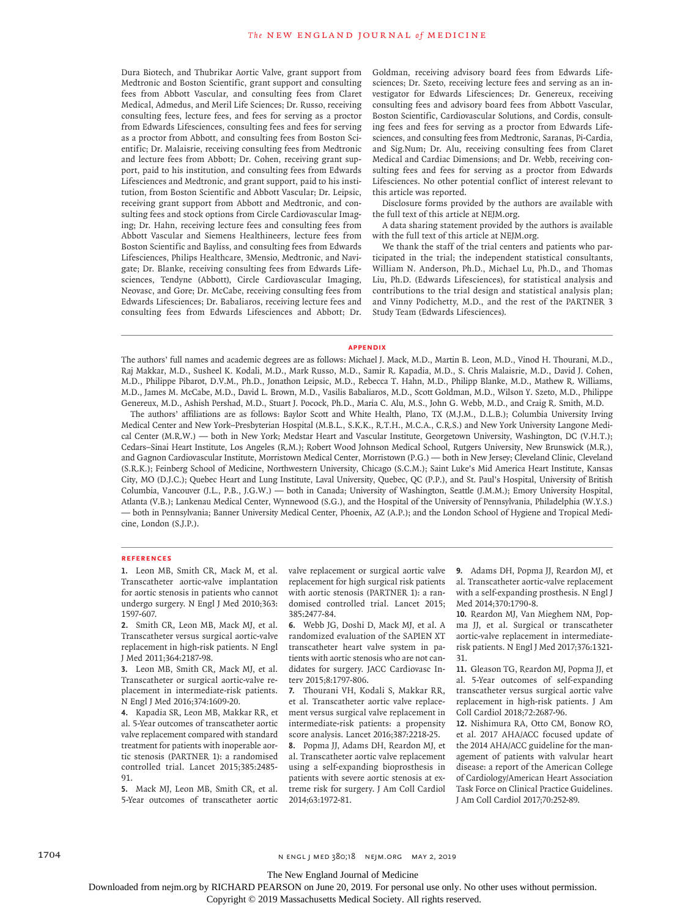Dura Biotech, and Thubrikar Aortic Valve, grant support from Medtronic and Boston Scientific, grant support and consulting fees from Abbott Vascular, and consulting fees from Claret Medical, Admedus, and Meril Life Sciences; Dr. Russo, receiving consulting fees, lecture fees, and fees for serving as a proctor from Edwards Lifesciences, consulting fees and fees for serving as a proctor from Abbott, and consulting fees from Boston Scientific; Dr. Malaisrie, receiving consulting fees from Medtronic and lecture fees from Abbott; Dr. Cohen, receiving grant support, paid to his institution, and consulting fees from Edwards Lifesciences and Medtronic, and grant support, paid to his institution, from Boston Scientific and Abbott Vascular; Dr. Leipsic, receiving grant support from Abbott and Medtronic, and consulting fees and stock options from Circle Cardiovascular Imaging; Dr. Hahn, receiving lecture fees and consulting fees from Abbott Vascular and Siemens Healthineers, lecture fees from Boston Scientific and Bayliss, and consulting fees from Edwards Lifesciences, Philips Healthcare, 3Mensio, Medtronic, and Navigate; Dr. Blanke, receiving consulting fees from Edwards Lifesciences, Tendyne (Abbott), Circle Cardiovascular Imaging, Neovasc, and Gore; Dr. McCabe, receiving consulting fees from Edwards Lifesciences; Dr. Babaliaros, receiving lecture fees and consulting fees from Edwards Lifesciences and Abbott; Dr. Goldman, receiving advisory board fees from Edwards Lifesciences; Dr. Szeto, receiving lecture fees and serving as an investigator for Edwards Lifesciences; Dr. Genereux, receiving consulting fees and advisory board fees from Abbott Vascular, Boston Scientific, Cardiovascular Solutions, and Cordis, consulting fees and fees for serving as a proctor from Edwards Lifesciences, and consulting fees from Medtronic, Saranas, Pi-Cardia, and Sig.Num; Dr. Alu, receiving consulting fees from Claret Medical and Cardiac Dimensions; and Dr. Webb, receiving consulting fees and fees for serving as a proctor from Edwards Lifesciences. No other potential conflict of interest relevant to this article was reported.

Disclosure forms provided by the authors are available with the full text of this article at NEJM.org.

A data sharing statement provided by the authors is available with the full text of this article at NEJM.org.

We thank the staff of the trial centers and patients who participated in the trial; the independent statistical consultants, William N. Anderson, Ph.D., Michael Lu, Ph.D., and Thomas Liu, Ph.D. (Edwards Lifesciences), for statistical analysis and contributions to the trial design and statistical analysis plan; and Vinny Podichetty, M.D., and the rest of the PARTNER 3 Study Team (Edwards Lifesciences).

## APPENDIX

The authors' full names and academic degrees are as follows: Michael J. Mack, M.D., Martin B. Leon, M.D., Vinod H. Thourani, M.D., Raj Makkar, M.D., Susheel K. Kodali, M.D., Mark Russo, M.D., Samir R. Kapadia, M.D., S. Chris Malaisrie, M.D., David J. Cohen, M.D., Philippe Pibarot, D.V.M., Ph.D., Jonathon Leipsic, M.D., Rebecca T. Hahn, M.D., Philipp Blanke, M.D., Mathew R. Williams, M.D., James M. McCabe, M.D., David L. Brown, M.D., Vasilis Babaliaros, M.D., Scott Goldman, M.D., Wilson Y. Szeto, M.D., Philippe Genereux, M.D., Ashish Pershad, M.D., Stuart J. Pocock, Ph.D., Maria C. Alu, M.S., John G. Webb, M.D., and Craig R. Smith, M.D.

The authors' affiliations are as follows: Baylor Scott and White Health, Plano, TX (M.J.M., D.L.B.); Columbia University Irving Medical Center and New York–Presbyterian Hospital (M.B.L., S.K.K., R.T.H., M.C.A., C.R.S.) and New York University Langone Medical Center (M.R.W.) — both in New York; Medstar Heart and Vascular Institute, Georgetown University, Washington, DC (V.H.T.); Cedars–Sinai Heart Institute, Los Angeles (R.M.); Robert Wood Johnson Medical School, Rutgers University, New Brunswick (M.R.), and Gagnon Cardiovascular Institute, Morristown Medical Center, Morristown (P.G.) — both in New Jersey; Cleveland Clinic, Cleveland (S.R.K.); Feinberg School of Medicine, Northwestern University, Chicago (S.C.M.); Saint Luke's Mid America Heart Institute, Kansas City, MO (D.J.C.); Quebec Heart and Lung Institute, Laval University, Quebec, QC (P.P.), and St. Paul's Hospital, University of British Columbia, Vancouver (J.L., P.B., J.G.W.) — both in Canada; University of Washington, Seattle (J.M.M.); Emory University Hospital, Atlanta (V.B.); Lankenau Medical Center, Wynnewood (S.G.), and the Hospital of the University of Pennsylvania, Philadelphia (W.Y.S.) — both in Pennsylvania; Banner University Medical Center, Phoenix, AZ (A.P.); and the London School of Hygiene and Tropical Medicine, London (S.J.P.).

## REFERENCES

1. Leon MB, Smith CR, Mack M, et al. Transcatheter aortic-valve implantation for aortic stenosis in patients who cannot undergo surgery. N Engl J Med 2010;363:1597-607.
2. Smith CR, Leon MB, Mack MJ, et al. Transcatheter versus surgical aortic-valve replacement in high-risk patients. N Engl J Med 2011;364:2187-98.
3. Leon MB, Smith CR, Mack MJ, et al. Transcatheter or surgical aortic-valve replacement in intermediate-risk patients. N Engl J Med 2016;374:1609-20.
4. Kapadia SR, Leon MB, Makkar RR, et al. 5-Year outcomes of transcatheter aortic valve replacement compared with standard treatment for patients with inoperable aortic stenosis (PARTNER 1): a randomised controlled trial. Lancet 2015;385:2485-91.
5. Mack MJ, Leon MB, Smith CR, et al. 5-Year outcomes of transcatheter aortic valve replacement or surgical aortic valve replacement for high surgical risk patients with aortic stenosis (PARTNER 1): a randomised controlled trial. Lancet 2015;385:2477-84.
6. Webb JG, Doshi D, Mack MJ, et al. A randomized evaluation of the SAPIEN XT transcatheter heart valve system in patients with aortic stenosis who are not candidates for surgery. JACC Cardiovasc Interv 2015;8:1797-806.
7. Thourani VH, Kodali S, Makkar RR, et al. Transcatheter aortic valve replacement versus surgical valve replacement in intermediate-risk patients: a propensity score analysis. Lancet 2016;387:2218-25.
8. Popma JJ, Adams DH, Reardon MJ, et al. Transcatheter aortic valve replacement using a self-expanding bioprosthesis in patients with severe aortic stenosis at extreme risk for surgery. J Am Coll Cardiol 2014;63:1972-81.
9. Adams DH, Popma JJ, Reardon MJ, et al. Transcatheter aortic-valve replacement with a self-expanding prosthesis. N Engl J Med 2014;370:1790-8.
10. Reardon MJ, Van Mieghem NM, Popma JJ, et al. Surgical or transcatheter aortic-valve replacement in intermediate-risk patients. N Engl J Med 2017;376:1321-31.
11. Gleason TG, Reardon MJ, Popma JJ, et al. 5-Year outcomes of self-expanding transcatheter versus surgical aortic valve replacement in high-risk patients. J Am Coll Cardiol 2018;72:2687-96.
12. Nishimura RA, Otto CM, Bonow RO, et al. 2017 AHA/ACC focused update of the 2014 AHA/ACC guideline for the management of patients with valvular heart disease: a report of the American College of Cardiology/American Heart Association Task Force on Clinical Practice Guidelines. J Am Coll Cardiol 2017;70:252-89.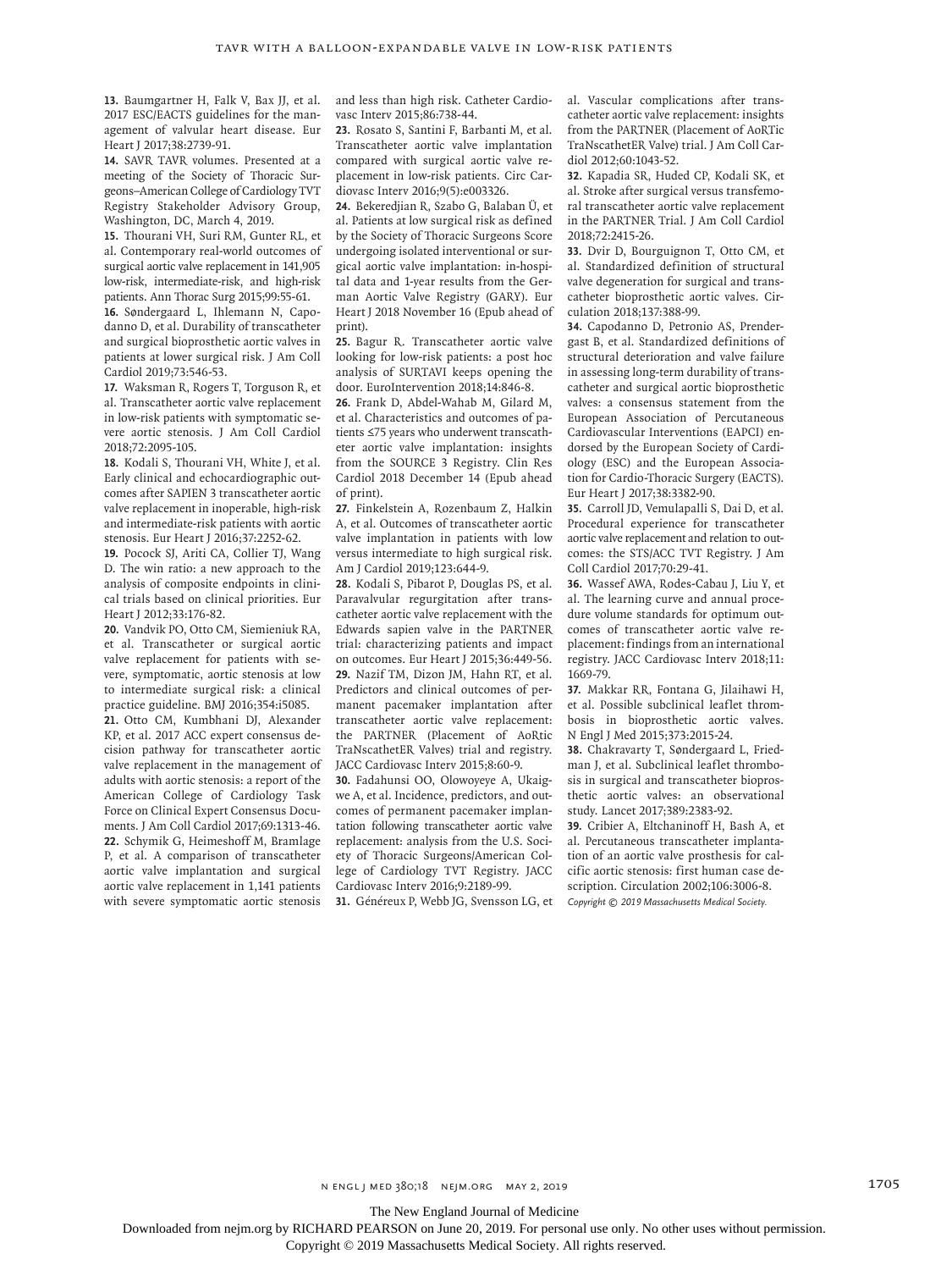13. Baumgartner H, Falk V, Bax JJ, et al. 2017 ESC/EACTS guidelines for the management of valvular heart disease. Eur Heart J 2017;38:2739-91.

14. SAVR TAVR volumes. Presented at a meeting of the Society of Thoracic Surgeons–American College of Cardiology TVT Registry Stakeholder Advisory Group, Washington, DC, March 4, 2019.

15. Thourani VH, Suri RM, Gunter RL, et al. Contemporary real-world outcomes of surgical aortic valve replacement in 141,905 low-risk, intermediate-risk, and high-risk patients. Ann Thorac Surg 2015;99:55-61.

16. Søndergaard L, Ihlemann N, Capodanno D, et al. Durability of transcatheter and surgical bioprosthetic aortic valves in patients at lower surgical risk. J Am Coll Cardiol 2019;73:546-53.

17. Waksman R, Rogers T, Torguson R, et al. Transcatheter aortic valve replacement in low-risk patients with symptomatic severe aortic stenosis. J Am Coll Cardiol 2018;72:2095-105.

18. Kodali S, Thourani VH, White J, et al. Early clinical and echocardiographic outcomes after SAPIEN 3 transcatheter aortic valve replacement in inoperable, high-risk and intermediate-risk patients with aortic stenosis. Eur Heart J 2016;37:2252-62.

19. Pocock SJ, Ariti CA, Collier TJ, Wang D. The win ratio: a new approach to the analysis of composite endpoints in clinical trials based on clinical priorities. Eur Heart J 2012;33:176-82.

20. Vandvik PO, Otto CM, Siemieniuk RA, et al. Transcatheter or surgical aortic valve replacement for patients with severe, symptomatic, aortic stenosis at low to intermediate surgical risk: a clinical practice guideline. BMJ 2016;354:i5085.

21. Otto CM, Kumbhani DJ, Alexander KP, et al. 2017 ACC expert consensus decision pathway for transcatheter aortic valve replacement in the management of adults with aortic stenosis: a report of the American College of Cardiology Task Force on Clinical Expert Consensus Documents. J Am Coll Cardiol 2017;69:1313-46.

22. Schymik G, Heimeshoff M, Bramlage P, et al. A comparison of transcatheter aortic valve implantation and surgical aortic valve replacement in 1,141 patients with severe symptomatic aortic stenosis and less than high risk. Catheter Cardiovasc Interv 2015;86:738-44.

23. Rosato S, Santini F, Barbanti M, et al. Transcatheter aortic valve implantation compared with surgical aortic valve replacement in low-risk patients. Circ Cardiovasc Interv 2016;9(5):e003326.

24. Bekeredjian R, Szabo G, Balaban Ü, et al. Patients at low surgical risk as defined by the Society of Thoracic Surgeons Score undergoing isolated interventional or surgical aortic valve implantation: in-hospital data and 1-year results from the German Aortic Valve Registry (GARY). Eur Heart J 2018 November 16 (Epub ahead of print).

25. Bagur R. Transcatheter aortic valve looking for low-risk patients: a post hoc analysis of SURTAVI keeps opening the door. EuroIntervention 2018;14:846-8.

26. Frank D, Abdel-Wahab M, Gilard M, et al. Characteristics and outcomes of patients ≤75 years who underwent transcatheter aortic valve implantation: insights from the SOURCE 3 Registry. Clin Res Cardiol 2018 December 14 (Epub ahead of print).

27. Finkelstein A, Rozenbaum Z, Halkin A, et al. Outcomes of transcatheter aortic valve implantation in patients with low versus intermediate to high surgical risk. Am J Cardiol 2019;123:644-9.

28. Kodali S, Pibarot P, Douglas PS, et al. Paravalvular regurgitation after transcatheter aortic valve replacement with the Edwards sapien valve in the PARTNER trial: characterizing patients and impact on outcomes. Eur Heart J 2015;36:449-56.

29. Nazif TM, Dizon JM, Hahn RT, et al. Predictors and clinical outcomes of permanent pacemaker implantation after transcatheter aortic valve replacement: the PARTNER (Placement of AoRtic TraNscathetER Valves) trial and registry. JACC Cardiovasc Interv 2015;8:60-9.

30. Fadahunsi OO, Olowoyeye A, Ukaigwe A, et al. Incidence, predictors, and outcomes of permanent pacemaker implantation following transcatheter aortic valve replacement: analysis from the U.S. Society of Thoracic Surgeons/American College of Cardiology TVT Registry. JACC Cardiovasc Interv 2016;9:2189-99.

31. Généreux P, Webb JG, Svensson LG, et al. Vascular complications after transcatheter aortic valve replacement: insights from the PARTNER (Placement of AoRTic TraNscathetER Valve) trial. J Am Coll Cardiol 2012;60:1043-52.

32. Kapadia SR, Huded CP, Kodali SK, et al. Stroke after surgical versus transfemoral transcatheter aortic valve replacement in the PARTNER Trial. J Am Coll Cardiol 2018;72:2415-26.

33. Dvir D, Bourguignon T, Otto CM, et al. Standardized definition of structural valve degeneration for surgical and transcatheter bioprosthetic aortic valves. Circulation 2018;137:388-99.

34. Capodanno D, Petronio AS, Prendergast B, et al. Standardized definitions of structural deterioration and valve failure in assessing long-term durability of transcatheter and surgical aortic bioprosthetic valves: a consensus statement from the European Association of Percutaneous Cardiovascular Interventions (EAPCI) endorsed by the European Society of Cardiology (ESC) and the European Association for Cardio-Thoracic Surgery (EACTS). Eur Heart J 2017;38:3382-90.

35. Carroll JD, Vemulapalli S, Dai D, et al. Procedural experience for transcatheter aortic valve replacement and relation to outcomes: the STS/ACC TVT Registry. J Am Coll Cardiol 2017;70:29-41.

36. Wassef AWA, Rodes-Cabau J, Liu Y, et al. The learning curve and annual procedure volume standards for optimum outcomes of transcatheter aortic valve replacement: findings from an international registry. JACC Cardiovasc Interv 2018;11:1669-79.

37. Makkar RR, Fontana G, Jilaihawi H, et al. Possible subclinical leaflet thrombosis in bioprosthetic aortic valves. N Engl J Med 2015;373:2015-24.

38. Chakravarty T, Søndergaard L, Friedman J, et al. Subclinical leaflet thrombosis in surgical and transcatheter bioprosthetic aortic valves: an observational study. Lancet 2017;389:2383-92.

39. Cribier A, Eltchaninoff H, Bash A, et al. Percutaneous transcatheter implantation of an aortic valve prosthesis for calcific aortic stenosis: first human case description. Circulation 2002;106:3006-8.

*Copyright © 2019 Massachusetts Medical Society.*